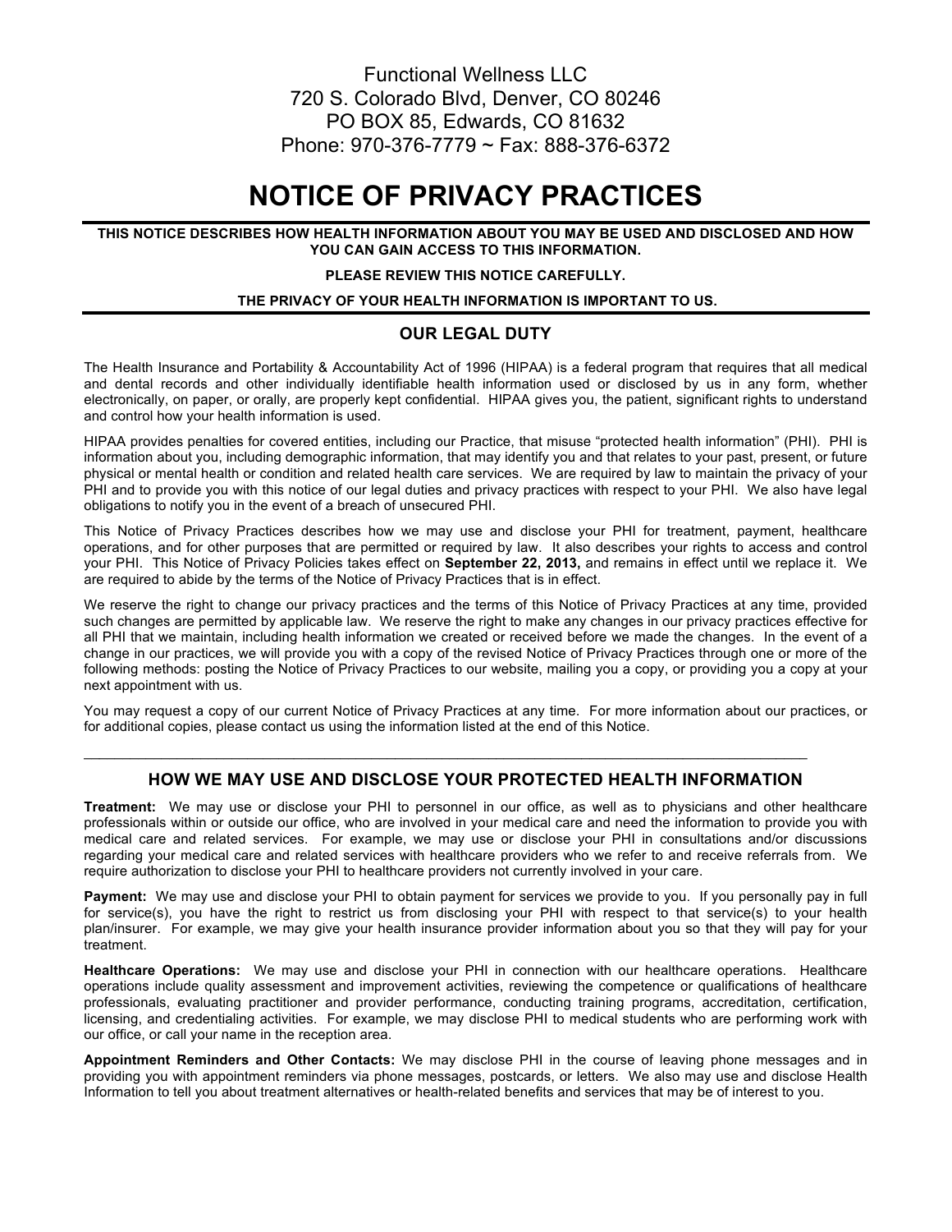Functional Wellness LLC
720 S. Colorado Blvd, Denver, CO 80246
PO BOX 85, Edwards, CO 81632
Phone: 970-376-7779 ~ Fax: 888-376-6372

# NOTICE OF PRIVACY PRACTICES

**THIS NOTICE DESCRIBES HOW HEALTH INFORMATION ABOUT YOU MAY BE USED AND DISCLOSED AND HOW YOU CAN GAIN ACCESS TO THIS INFORMATION.**

**PLEASE REVIEW THIS NOTICE CAREFULLY.**

**THE PRIVACY OF YOUR HEALTH INFORMATION IS IMPORTANT TO US.**

## OUR LEGAL DUTY

The Health Insurance and Portability & Accountability Act of 1996 (HIPAA) is a federal program that requires that all medical and dental records and other individually identifiable health information used or disclosed by us in any form, whether electronically, on paper, or orally, are properly kept confidential. HIPAA gives you, the patient, significant rights to understand and control how your health information is used.

HIPAA provides penalties for covered entities, including our Practice, that misuse "protected health information" (PHI). PHI is information about you, including demographic information, that may identify you and that relates to your past, present, or future physical or mental health or condition and related health care services. We are required by law to maintain the privacy of your PHI and to provide you with this notice of our legal duties and privacy practices with respect to your PHI. We also have legal obligations to notify you in the event of a breach of unsecured PHI.

This Notice of Privacy Practices describes how we may use and disclose your PHI for treatment, payment, healthcare operations, and for other purposes that are permitted or required by law. It also describes your rights to access and control your PHI. This Notice of Privacy Policies takes effect on **September 22, 2013,** and remains in effect until we replace it. We are required to abide by the terms of the Notice of Privacy Practices that is in effect.

We reserve the right to change our privacy practices and the terms of this Notice of Privacy Practices at any time, provided such changes are permitted by applicable law. We reserve the right to make any changes in our privacy practices effective for all PHI that we maintain, including health information we created or received before we made the changes. In the event of a change in our practices, we will provide you with a copy of the revised Notice of Privacy Practices through one or more of the following methods: posting the Notice of Privacy Practices to our website, mailing you a copy, or providing you a copy at your next appointment with us.

You may request a copy of our current Notice of Privacy Practices at any time. For more information about our practices, or for additional copies, please contact us using the information listed at the end of this Notice.

---

## HOW WE MAY USE AND DISCLOSE YOUR PROTECTED HEALTH INFORMATION

**Treatment:** We may use or disclose your PHI to personnel in our office, as well as to physicians and other healthcare professionals within or outside our office, who are involved in your medical care and need the information to provide you with medical care and related services. For example, we may use or disclose your PHI in consultations and/or discussions regarding your medical care and related services with healthcare providers who we refer to and receive referrals from. We require authorization to disclose your PHI to healthcare providers not currently involved in your care.

**Payment:** We may use and disclose your PHI to obtain payment for services we provide to you. If you personally pay in full for service(s), you have the right to restrict us from disclosing your PHI with respect to that service(s) to your health plan/insurer. For example, we may give your health insurance provider information about you so that they will pay for your treatment.

**Healthcare Operations:** We may use and disclose your PHI in connection with our healthcare operations. Healthcare operations include quality assessment and improvement activities, reviewing the competence or qualifications of healthcare professionals, evaluating practitioner and provider performance, conducting training programs, accreditation, certification, licensing, and credentialing activities. For example, we may disclose PHI to medical students who are performing work with our office, or call your name in the reception area.

**Appointment Reminders and Other Contacts:** We may disclose PHI in the course of leaving phone messages and in providing you with appointment reminders via phone messages, postcards, or letters. We also may use and disclose Health Information to tell you about treatment alternatives or health-related benefits and services that may be of interest to you.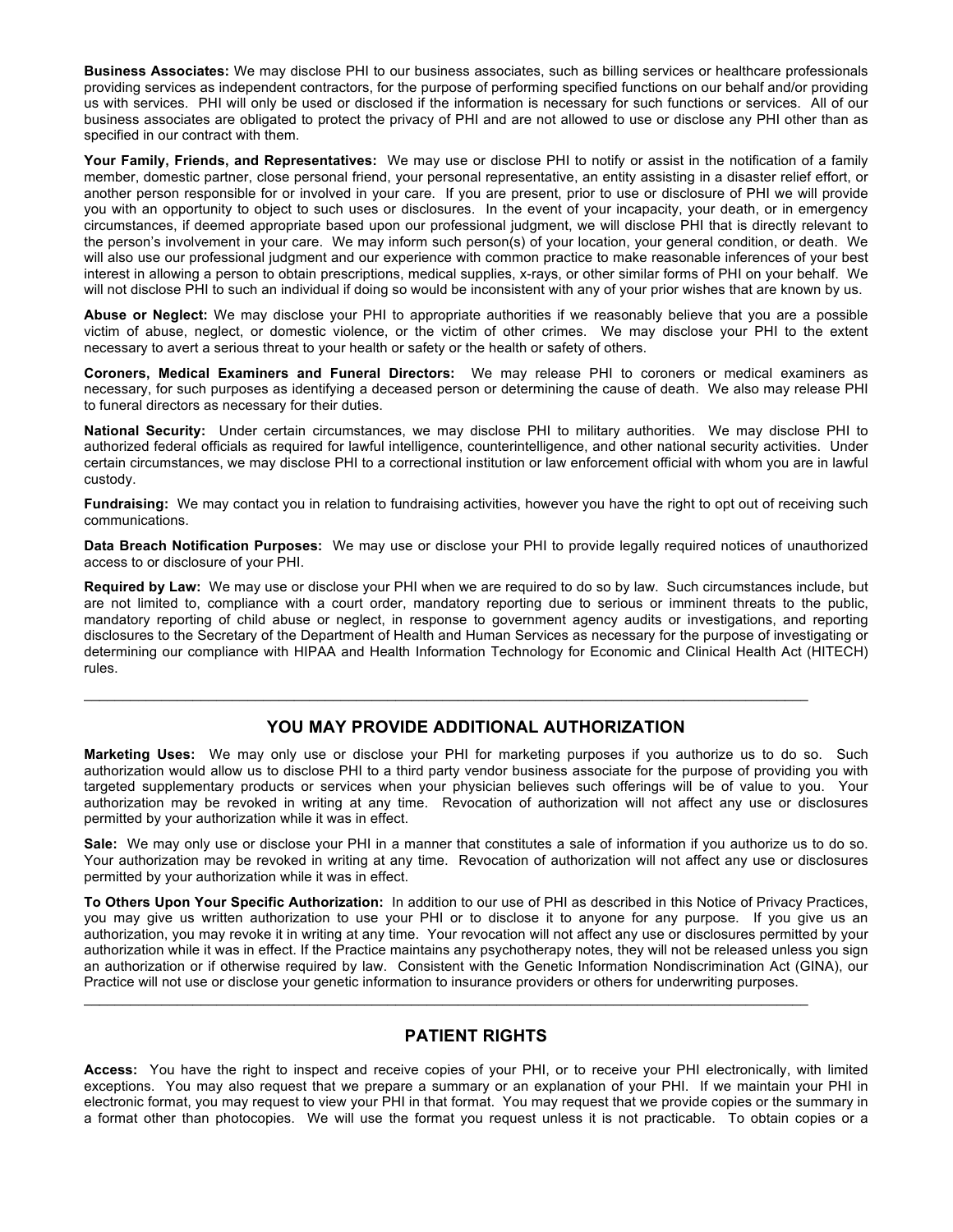**Business Associates:** We may disclose PHI to our business associates, such as billing services or healthcare professionals providing services as independent contractors, for the purpose of performing specified functions on our behalf and/or providing us with services. PHI will only be used or disclosed if the information is necessary for such functions or services. All of our business associates are obligated to protect the privacy of PHI and are not allowed to use or disclose any PHI other than as specified in our contract with them.

**Your Family, Friends, and Representatives:** We may use or disclose PHI to notify or assist in the notification of a family member, domestic partner, close personal friend, your personal representative, an entity assisting in a disaster relief effort, or another person responsible for or involved in your care. If you are present, prior to use or disclosure of PHI we will provide you with an opportunity to object to such uses or disclosures. In the event of your incapacity, your death, or in emergency circumstances, if deemed appropriate based upon our professional judgment, we will disclose PHI that is directly relevant to the person's involvement in your care. We may inform such person(s) of your location, your general condition, or death. We will also use our professional judgment and our experience with common practice to make reasonable inferences of your best interest in allowing a person to obtain prescriptions, medical supplies, x-rays, or other similar forms of PHI on your behalf. We will not disclose PHI to such an individual if doing so would be inconsistent with any of your prior wishes that are known by us.

**Abuse or Neglect:** We may disclose your PHI to appropriate authorities if we reasonably believe that you are a possible victim of abuse, neglect, or domestic violence, or the victim of other crimes. We may disclose your PHI to the extent necessary to avert a serious threat to your health or safety or the health or safety of others.

**Coroners, Medical Examiners and Funeral Directors:** We may release PHI to coroners or medical examiners as necessary, for such purposes as identifying a deceased person or determining the cause of death. We also may release PHI to funeral directors as necessary for their duties.

**National Security:** Under certain circumstances, we may disclose PHI to military authorities. We may disclose PHI to authorized federal officials as required for lawful intelligence, counterintelligence, and other national security activities. Under certain circumstances, we may disclose PHI to a correctional institution or law enforcement official with whom you are in lawful custody.

**Fundraising:** We may contact you in relation to fundraising activities, however you have the right to opt out of receiving such communications.

**Data Breach Notification Purposes:** We may use or disclose your PHI to provide legally required notices of unauthorized access to or disclosure of your PHI.

**Required by Law:** We may use or disclose your PHI when we are required to do so by law. Such circumstances include, but are not limited to, compliance with a court order, mandatory reporting due to serious or imminent threats to the public, mandatory reporting of child abuse or neglect, in response to government agency audits or investigations, and reporting disclosures to the Secretary of the Department of Health and Human Services as necessary for the purpose of investigating or determining our compliance with HIPAA and Health Information Technology for Economic and Clinical Health Act (HITECH) rules.

---

## YOU MAY PROVIDE ADDITIONAL AUTHORIZATION

**Marketing Uses:** We may only use or disclose your PHI for marketing purposes if you authorize us to do so. Such authorization would allow us to disclose PHI to a third party vendor business associate for the purpose of providing you with targeted supplementary products or services when your physician believes such offerings will be of value to you. Your authorization may be revoked in writing at any time. Revocation of authorization will not affect any use or disclosures permitted by your authorization while it was in effect.

**Sale:** We may only use or disclose your PHI in a manner that constitutes a sale of information if you authorize us to do so. Your authorization may be revoked in writing at any time. Revocation of authorization will not affect any use or disclosures permitted by your authorization while it was in effect.

**To Others Upon Your Specific Authorization:** In addition to our use of PHI as described in this Notice of Privacy Practices, you may give us written authorization to use your PHI or to disclose it to anyone for any purpose. If you give us an authorization, you may revoke it in writing at any time. Your revocation will not affect any use or disclosures permitted by your authorization while it was in effect. If the Practice maintains any psychotherapy notes, they will not be released unless you sign an authorization or if otherwise required by law. Consistent with the Genetic Information Nondiscrimination Act (GINA), our Practice will not use or disclose your genetic information to insurance providers or others for underwriting purposes.

---

## PATIENT RIGHTS

**Access:** You have the right to inspect and receive copies of your PHI, or to receive your PHI electronically, with limited exceptions. You may also request that we prepare a summary or an explanation of your PHI. If we maintain your PHI in electronic format, you may request to view your PHI in that format. You may request that we provide copies or the summary in a format other than photocopies. We will use the format you request unless it is not practicable. To obtain copies or a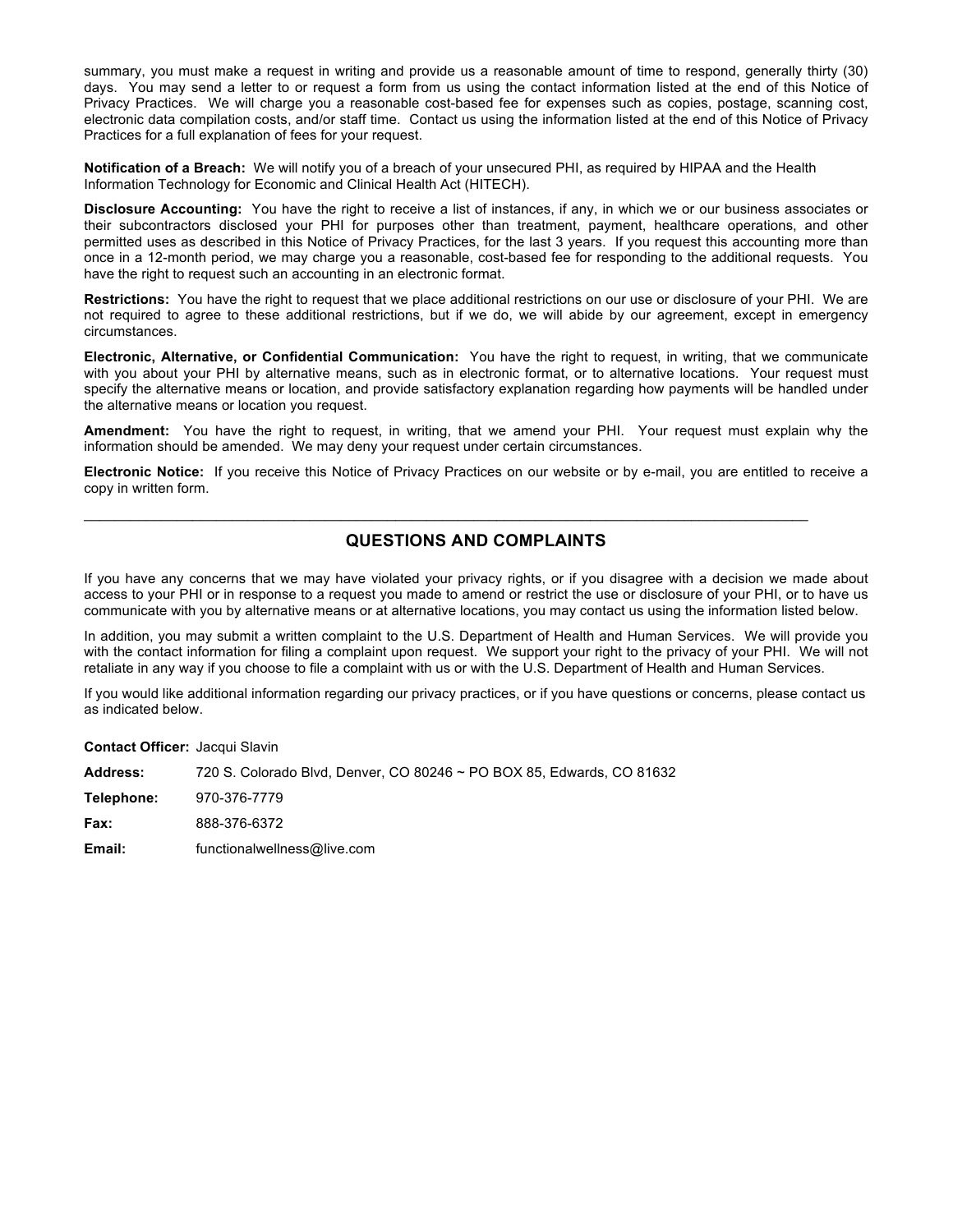summary, you must make a request in writing and provide us a reasonable amount of time to respond, generally thirty (30) days. You may send a letter to or request a form from us using the contact information listed at the end of this Notice of Privacy Practices. We will charge you a reasonable cost-based fee for expenses such as copies, postage, scanning cost, electronic data compilation costs, and/or staff time. Contact us using the information listed at the end of this Notice of Privacy Practices for a full explanation of fees for your request.

**Notification of a Breach:** We will notify you of a breach of your unsecured PHI, as required by HIPAA and the Health Information Technology for Economic and Clinical Health Act (HITECH).

**Disclosure Accounting:** You have the right to receive a list of instances, if any, in which we or our business associates or their subcontractors disclosed your PHI for purposes other than treatment, payment, healthcare operations, and other permitted uses as described in this Notice of Privacy Practices, for the last 3 years. If you request this accounting more than once in a 12-month period, we may charge you a reasonable, cost-based fee for responding to the additional requests. You have the right to request such an accounting in an electronic format.

**Restrictions:** You have the right to request that we place additional restrictions on our use or disclosure of your PHI. We are not required to agree to these additional restrictions, but if we do, we will abide by our agreement, except in emergency circumstances.

**Electronic, Alternative, or Confidential Communication:** You have the right to request, in writing, that we communicate with you about your PHI by alternative means, such as in electronic format, or to alternative locations. Your request must specify the alternative means or location, and provide satisfactory explanation regarding how payments will be handled under the alternative means or location you request.

**Amendment:** You have the right to request, in writing, that we amend your PHI. Your request must explain why the information should be amended. We may deny your request under certain circumstances.

**Electronic Notice:** If you receive this Notice of Privacy Practices on our website or by e-mail, you are entitled to receive a copy in written form.

---

## QUESTIONS AND COMPLAINTS

If you have any concerns that we may have violated your privacy rights, or if you disagree with a decision we made about access to your PHI or in response to a request you made to amend or restrict the use or disclosure of your PHI, or to have us communicate with you by alternative means or at alternative locations, you may contact us using the information listed below.

In addition, you may submit a written complaint to the U.S. Department of Health and Human Services. We will provide you with the contact information for filing a complaint upon request. We support your right to the privacy of your PHI. We will not retaliate in any way if you choose to file a complaint with us or with the U.S. Department of Health and Human Services.

If you would like additional information regarding our privacy practices, or if you have questions or concerns, please contact us as indicated below.

**Contact Officer:** Jacqui Slavin

**Address:** 720 S. Colorado Blvd, Denver, CO 80246 ~ PO BOX 85, Edwards, CO 81632

**Telephone:** 970-376-7779

**Fax:** 888-376-6372

**Email:** functionalwellness@live.com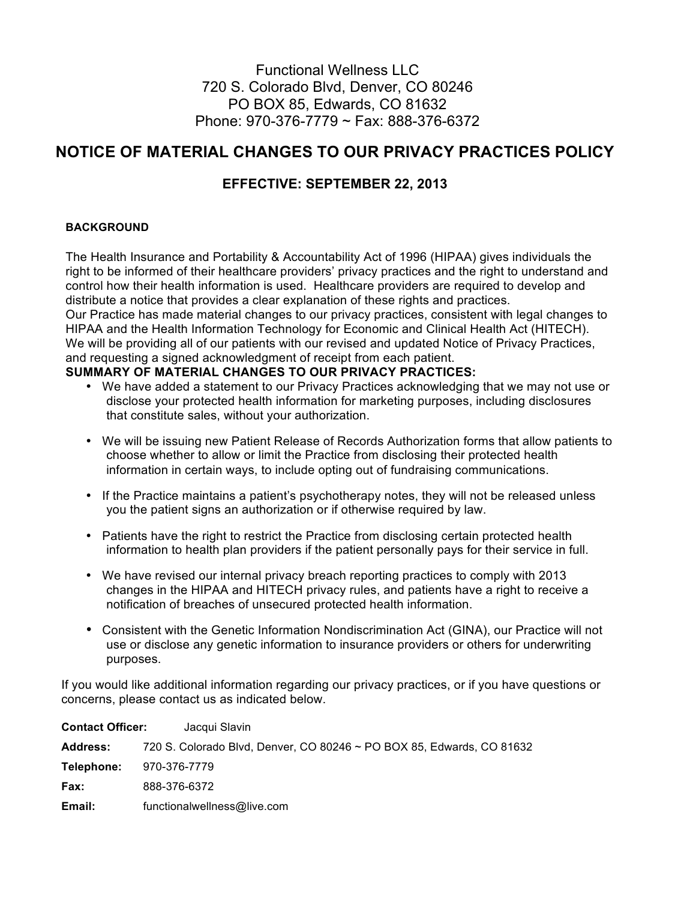Functional Wellness LLC
720 S. Colorado Blvd, Denver, CO 80246
PO BOX 85, Edwards, CO 81632
Phone: 970-376-7779 ~ Fax: 888-376-6372

# NOTICE OF MATERIAL CHANGES TO OUR PRIVACY PRACTICES POLICY

## EFFECTIVE: SEPTEMBER 22, 2013

**BACKGROUND**

The Health Insurance and Portability & Accountability Act of 1996 (HIPAA) gives individuals the right to be informed of their healthcare providers' privacy practices and the right to understand and control how their health information is used. Healthcare providers are required to develop and distribute a notice that provides a clear explanation of these rights and practices.
Our Practice has made material changes to our privacy practices, consistent with legal changes to HIPAA and the Health Information Technology for Economic and Clinical Health Act (HITECH). We will be providing all of our patients with our revised and updated Notice of Privacy Practices, and requesting a signed acknowledgment of receipt from each patient.

**SUMMARY OF MATERIAL CHANGES TO OUR PRIVACY PRACTICES:**

- We have added a statement to our Privacy Practices acknowledging that we may not use or disclose your protected health information for marketing purposes, including disclosures that constitute sales, without your authorization.
- We will be issuing new Patient Release of Records Authorization forms that allow patients to choose whether to allow or limit the Practice from disclosing their protected health information in certain ways, to include opting out of fundraising communications.
- If the Practice maintains a patient's psychotherapy notes, they will not be released unless you the patient signs an authorization or if otherwise required by law.
- Patients have the right to restrict the Practice from disclosing certain protected health information to health plan providers if the patient personally pays for their service in full.
- We have revised our internal privacy breach reporting practices to comply with 2013 changes in the HIPAA and HITECH privacy rules, and patients have a right to receive a notification of breaches of unsecured protected health information.
- Consistent with the Genetic Information Nondiscrimination Act (GINA), our Practice will not use or disclose any genetic information to insurance providers or others for underwriting purposes.

If you would like additional information regarding our privacy practices, or if you have questions or concerns, please contact us as indicated below.

**Contact Officer:** Jacqui Slavin

**Address:** 720 S. Colorado Blvd, Denver, CO 80246 ~ PO BOX 85, Edwards, CO 81632

**Telephone:** 970-376-7779

**Fax:** 888-376-6372

**Email:** functionalwellness@live.com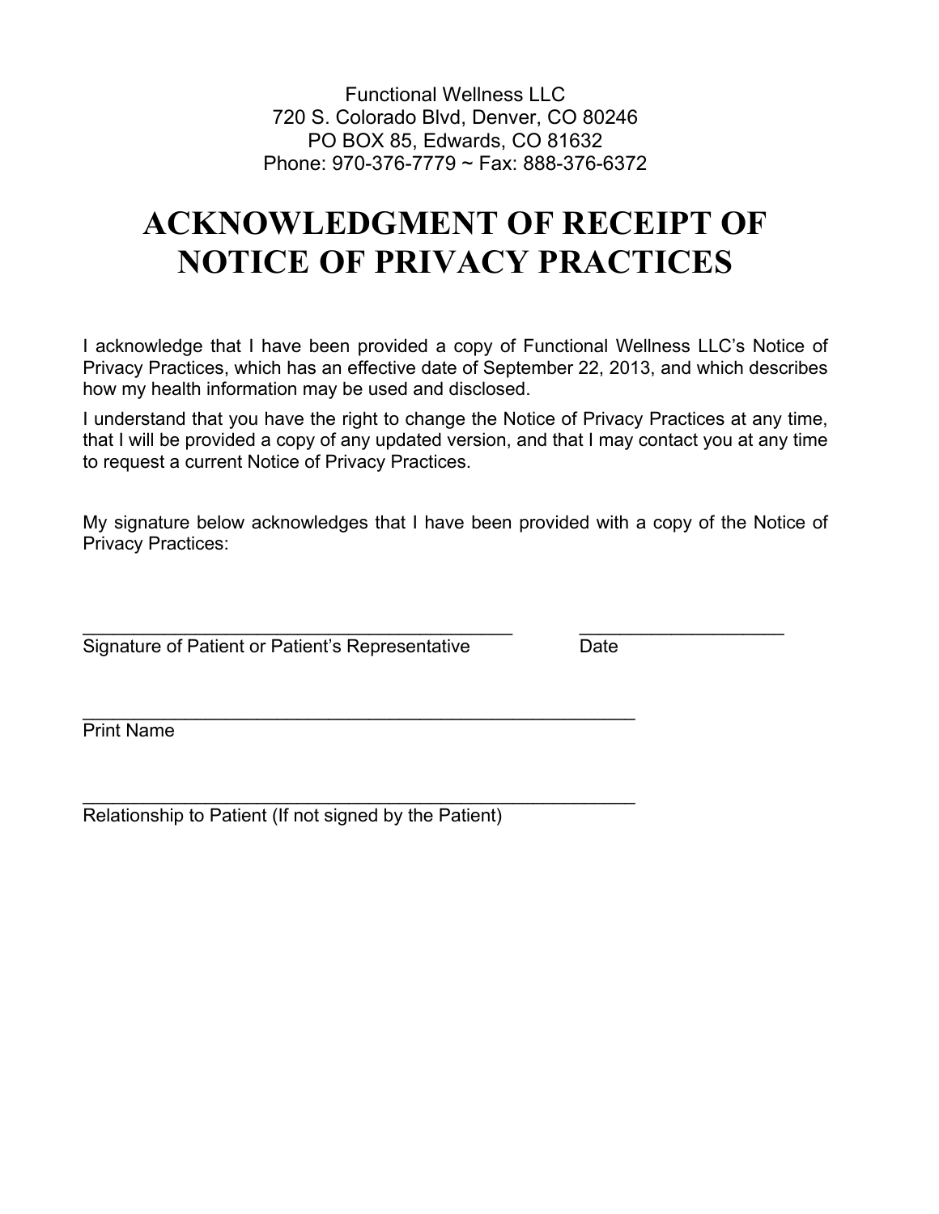Functional Wellness LLC
720 S. Colorado Blvd, Denver, CO 80246
PO BOX 85, Edwards, CO 81632
Phone: 970-376-7779 ~ Fax: 888-376-6372

# ACKNOWLEDGMENT OF RECEIPT OF NOTICE OF PRIVACY PRACTICES

I acknowledge that I have been provided a copy of Functional Wellness LLC's Notice of Privacy Practices, which has an effective date of September 22, 2013, and which describes how my health information may be used and disclosed.

I understand that you have the right to change the Notice of Privacy Practices at any time, that I will be provided a copy of any updated version, and that I may contact you at any time to request a current Notice of Privacy Practices.

My signature below acknowledges that I have been provided with a copy of the Notice of Privacy Practices:

_____________________________________________ _____________________
Signature of Patient or Patient's Representative Date

__________________________________________________________
Print Name

__________________________________________________________
Relationship to Patient (If not signed by the Patient)